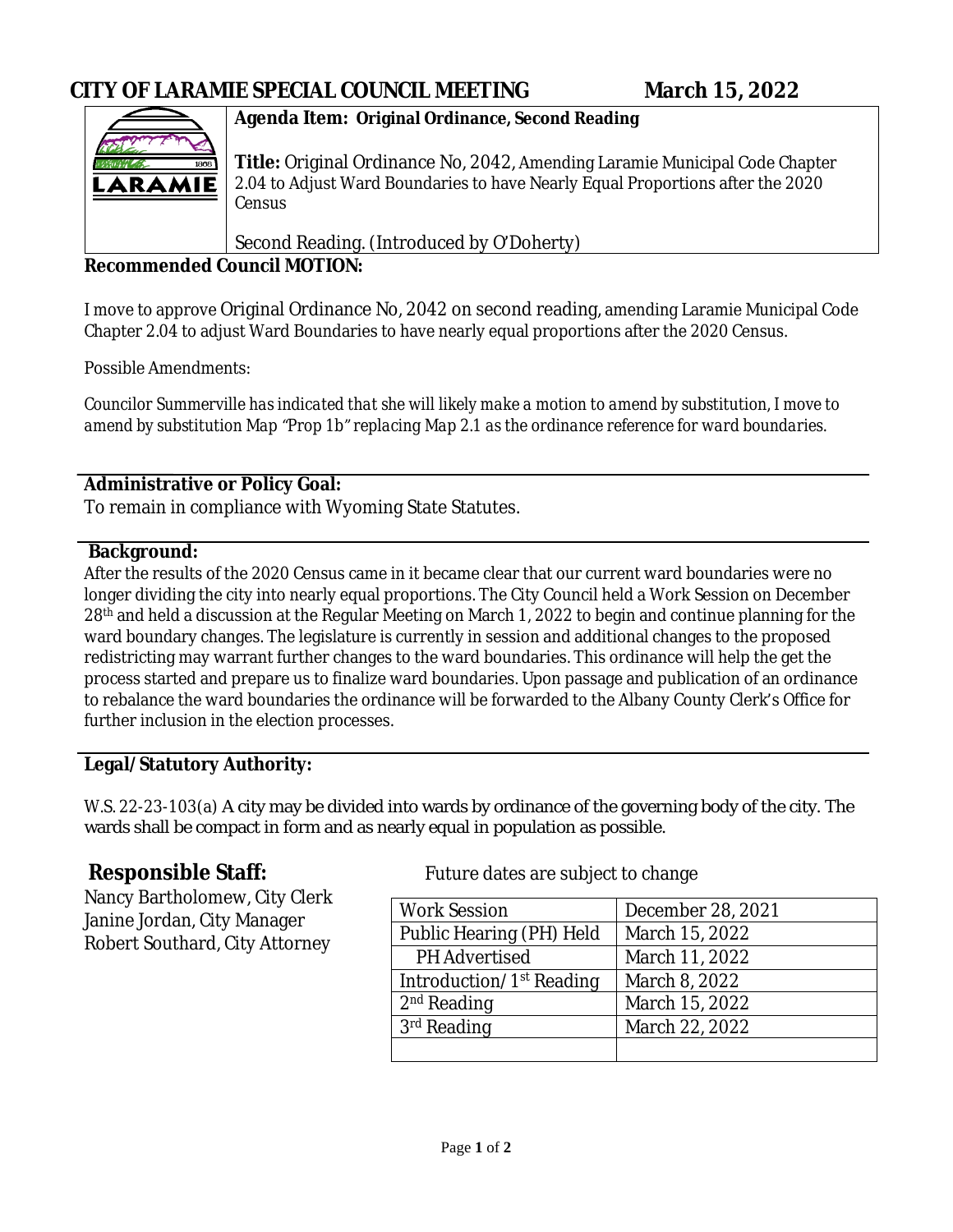# CITY OF LARAMIE SPECIAL COUNCIL MEETING — March 15, 2022

**Agenda Item: Original Ordinance, Second Reading**

**Title:** Original Ordinance No, 2042, Amending Laramie Municipal Code Chapter 2.04 to Adjust Ward Boundaries to have Nearly Equal Proportions after the 2020 Census

Second Reading. (Introduced by O'Doherty)

**Recommended Council MOTION:**

I move to approve Original Ordinance No, 2042 on second reading, amending Laramie Municipal Code Chapter 2.04 to adjust Ward Boundaries to have nearly equal proportions after the 2020 Census.

Possible Amendments:

*Councilor Summerville has indicated that she will likely make a motion to amend by substitution, I move to amend by substitution Map "Prop 1b" replacing Map 2.1 as the ordinance reference for ward boundaries.*

## Administrative or Policy Goal:

To remain in compliance with Wyoming State Statutes.

## Background:

After the results of the 2020 Census came in it became clear that our current ward boundaries were no longer dividing the city into nearly equal proportions. The City Council held a Work Session on December 28th and held a discussion at the Regular Meeting on March 1, 2022 to begin and continue planning for the ward boundary changes. The legislature is currently in session and additional changes to the proposed redistricting may warrant further changes to the ward boundaries. This ordinance will help the get the process started and prepare us to finalize ward boundaries. Upon passage and publication of an ordinance to rebalance the ward boundaries the ordinance will be forwarded to the Albany County Clerk's Office for further inclusion in the election processes.

## Legal/Statutory Authority:

W.S. 22-23-103(a) A city may be divided into wards by ordinance of the governing body of the city. The wards shall be compact in form and as nearly equal in population as possible.

## Responsible Staff:

Nancy Bartholomew, City Clerk
Janine Jordan, City Manager
Robert Southard, City Attorney

Future dates are subject to change

| Work Session | December 28, 2021 |
|---|---|
| Public Hearing (PH) Held | March 15, 2022 |
| PH Advertised | March 11, 2022 |
| Introduction/1st Reading | March 8, 2022 |
| 2nd Reading | March 15, 2022 |
| 3rd Reading | March 22, 2022 |
| | |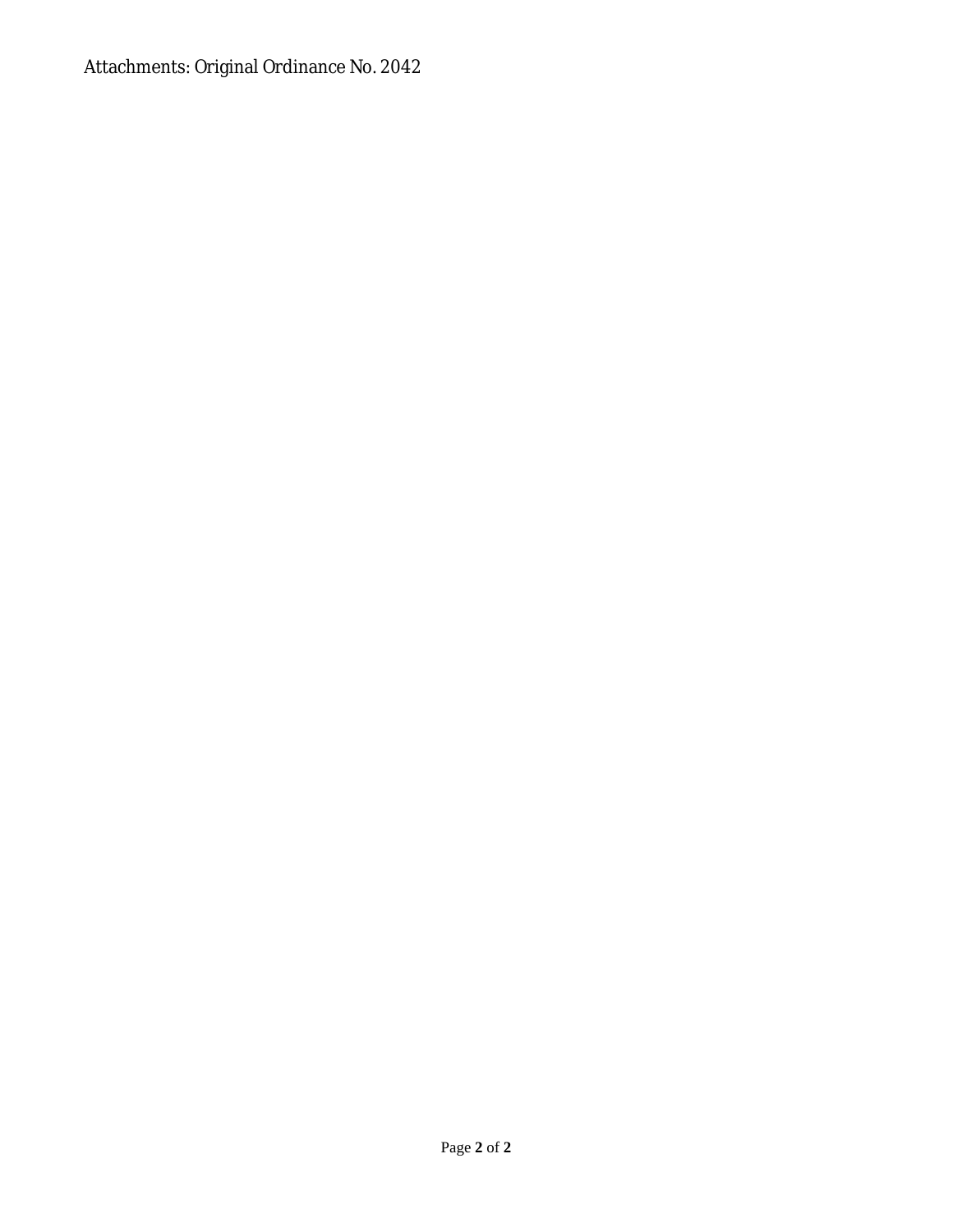Attachments: Original Ordinance No. 2042